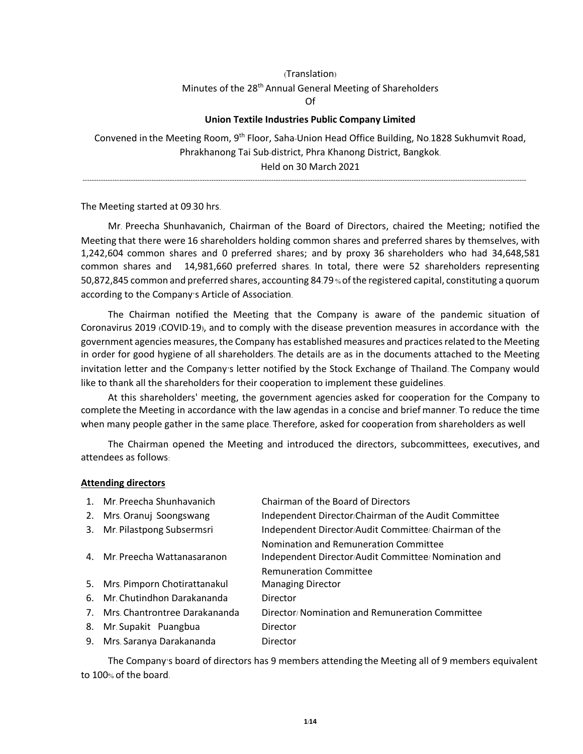(Translation)

Minutes of the 28th Annual General Meeting of Shareholders

Of

**Union Textile Industries Public Company Limited**

Convened in the Meeting Room, 9th Floor, Saha-Union Head Office Building, No.1828 Sukhumvit Road, Phrakhanong Tai Sub-district, Phra Khanong District, Bangkok.

Held on 30 March 2021

---

The Meeting started at 09.30 hrs.

Mr. Preecha Shunhavanich, Chairman of the Board of Directors, chaired the Meeting; notified the Meeting that there were 16 shareholders holding common shares and preferred shares by themselves, with 1,242,604 common shares and 0 preferred shares; and by proxy 36 shareholders who had 34,648,581 common shares and 14,981,660 preferred shares. In total, there were 52 shareholders representing 50,872,845 common and preferred shares, accounting 84.79 % of the registered capital, constituting a quorum according to the Company's Article of Association.

The Chairman notified the Meeting that the Company is aware of the pandemic situation of Coronavirus 2019 (COVID-19), and to comply with the disease prevention measures in accordance with the government agencies measures, the Company has established measures and practices related to the Meeting in order for good hygiene of all shareholders. The details are as in the documents attached to the Meeting invitation letter and the Company's letter notified by the Stock Exchange of Thailand. The Company would like to thank all the shareholders for their cooperation to implement these guidelines.

At this shareholders' meeting, the government agencies asked for cooperation for the Company to complete the Meeting in accordance with the law agendas in a concise and brief manner. To reduce the time when many people gather in the same place. Therefore, asked for cooperation from shareholders as well

The Chairman opened the Meeting and introduced the directors, subcommittees, executives, and attendees as follows:

**Attending directors**

| No. | Name | Position |
|---|---|---|
| 1. | Mr. Preecha Shunhavanich | Chairman of the Board of Directors |
| 2. | Mrs. Oranuj Soongswang | Independent Director/Chairman of the Audit Committee |
| 3. | Mr. Pilastpong Subsermsri | Independent Director/Audit Committee/ Chairman of the Nomination and Remuneration Committee |
| 4. | Mr. Preecha Wattanasaranon | Independent Director/Audit Committee/ Nomination and Remuneration Committee |
| 5. | Mrs. Pimporn Chotirattanakul | Managing Director |
| 6. | Mr. Chutindhon Darakananda | Director |
| 7. | Mrs. Chantrontree Darakananda | Director/ Nomination and Remuneration Committee |
| 8. | Mr. Supakit Puangbua | Director |
| 9. | Mrs. Saranya Darakananda | Director |

The Company's board of directors has 9 members attending the Meeting all of 9 members equivalent to 100% of the board.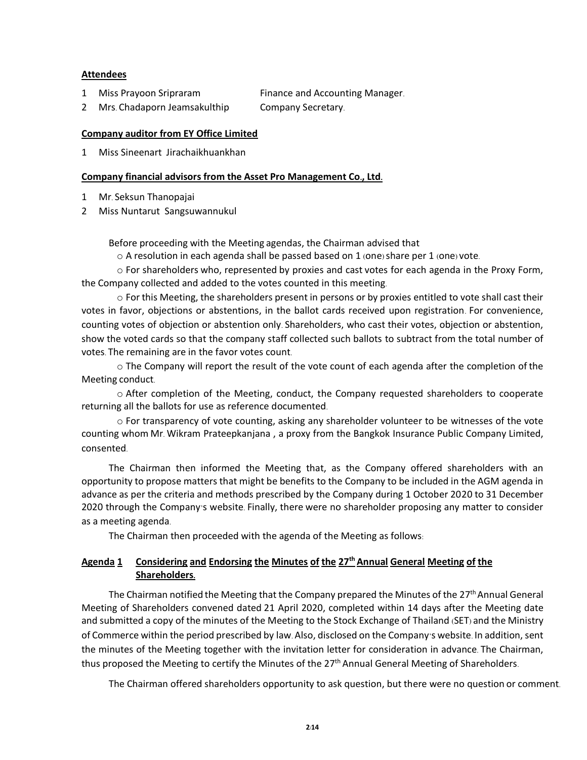**Attendees**

1 Miss Prayoon Sripraram Finance and Accounting Manager.

2 Mrs. Chadaporn Jeamsakulthip Company Secretary.

**Company auditor from EY Office Limited**

1 Miss Sineenart Jirachaikhuankhan

**Company financial advisors from the Asset Pro Management Co., Ltd.**

1 Mr. Seksun Thanopajai

2 Miss Nuntarut Sangsuwannukul

Before proceeding with the Meeting agendas, the Chairman advised that

- A resolution in each agenda shall be passed based on 1 (one) share per 1 (one) vote.
- For shareholders who, represented by proxies and cast votes for each agenda in the Proxy Form, the Company collected and added to the votes counted in this meeting.
- For this Meeting, the shareholders present in persons or by proxies entitled to vote shall cast their votes in favor, objections or abstentions, in the ballot cards received upon registration. For convenience, counting votes of objection or abstention only. Shareholders, who cast their votes, objection or abstention, show the voted cards so that the company staff collected such ballots to subtract from the total number of votes. The remaining are in the favor votes count.
- The Company will report the result of the vote count of each agenda after the completion of the Meeting conduct.
- After completion of the Meeting, conduct, the Company requested shareholders to cooperate returning all the ballots for use as reference documented.
- For transparency of vote counting, asking any shareholder volunteer to be witnesses of the vote counting whom Mr. Wikram Prateepkanjana , a proxy from the Bangkok Insurance Public Company Limited, consented.

The Chairman then informed the Meeting that, as the Company offered shareholders with an opportunity to propose matters that might be benefits to the Company to be included in the AGM agenda in advance as per the criteria and methods prescribed by the Company during 1 October 2020 to 31 December 2020 through the Company's website. Finally, there were no shareholder proposing any matter to consider as a meeting agenda.

The Chairman then proceeded with the agenda of the Meeting as follows:

**Agenda 1 Considering and Endorsing the Minutes of the 27th Annual General Meeting of the Shareholders.**

The Chairman notified the Meeting that the Company prepared the Minutes of the 27th Annual General Meeting of Shareholders convened dated 21 April 2020, completed within 14 days after the Meeting date and submitted a copy of the minutes of the Meeting to the Stock Exchange of Thailand (SET) and the Ministry of Commerce within the period prescribed by law. Also, disclosed on the Company's website. In addition, sent the minutes of the Meeting together with the invitation letter for consideration in advance. The Chairman, thus proposed the Meeting to certify the Minutes of the 27th Annual General Meeting of Shareholders.

The Chairman offered shareholders opportunity to ask question, but there were no question or comment.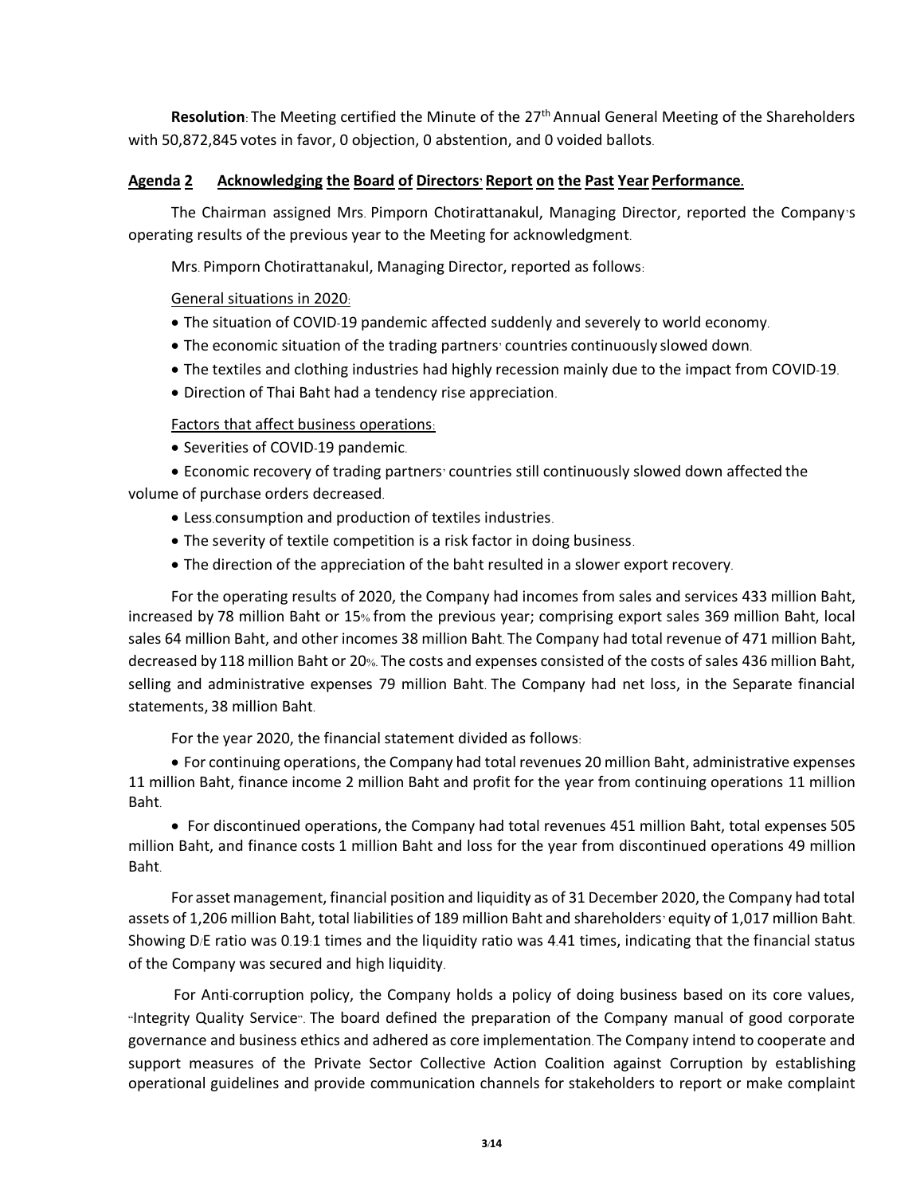**Resolution**: The Meeting certified the Minute of the 27th Annual General Meeting of the Shareholders with 50,872,845 votes in favor, 0 objection, 0 abstention, and 0 voided ballots.

## Agenda 2 Acknowledging the Board of Directors' Report on the Past Year Performance.

The Chairman assigned Mrs. Pimporn Chotirattanakul, Managing Director, reported the Company's operating results of the previous year to the Meeting for acknowledgment.

Mrs. Pimporn Chotirattanakul, Managing Director, reported as follows:

General situations in 2020:

- The situation of COVID-19 pandemic affected suddenly and severely to world economy.
- The economic situation of the trading partners' countries continuously slowed down.
- The textiles and clothing industries had highly recession mainly due to the impact from COVID-19.
- Direction of Thai Baht had a tendency rise appreciation.

Factors that affect business operations:

- Severities of COVID-19 pandemic.
- Economic recovery of trading partners' countries still continuously slowed down affected the volume of purchase orders decreased.
- Less consumption and production of textiles industries.
- The severity of textile competition is a risk factor in doing business.
- The direction of the appreciation of the baht resulted in a slower export recovery.

For the operating results of 2020, the Company had incomes from sales and services 433 million Baht, increased by 78 million Baht or 15% from the previous year; comprising export sales 369 million Baht, local sales 64 million Baht, and other incomes 38 million Baht. The Company had total revenue of 471 million Baht, decreased by 118 million Baht or 20%. The costs and expenses consisted of the costs of sales 436 million Baht, selling and administrative expenses 79 million Baht. The Company had net loss, in the Separate financial statements, 38 million Baht.

For the year 2020, the financial statement divided as follows:

- For continuing operations, the Company had total revenues 20 million Baht, administrative expenses 11 million Baht, finance income 2 million Baht and profit for the year from continuing operations 11 million Baht.
- For discontinued operations, the Company had total revenues 451 million Baht, total expenses 505 million Baht, and finance costs 1 million Baht and loss for the year from discontinued operations 49 million Baht.

For asset management, financial position and liquidity as of 31 December 2020, the Company had total assets of 1,206 million Baht, total liabilities of 189 million Baht and shareholders' equity of 1,017 million Baht. Showing D/E ratio was 0.19:1 times and the liquidity ratio was 4.41 times, indicating that the financial status of the Company was secured and high liquidity.

For Anti-corruption policy, the Company holds a policy of doing business based on its core values, "Integrity Quality Service". The board defined the preparation of the Company manual of good corporate governance and business ethics and adhered as core implementation. The Company intend to cooperate and support measures of the Private Sector Collective Action Coalition against Corruption by establishing operational guidelines and provide communication channels for stakeholders to report or make complaint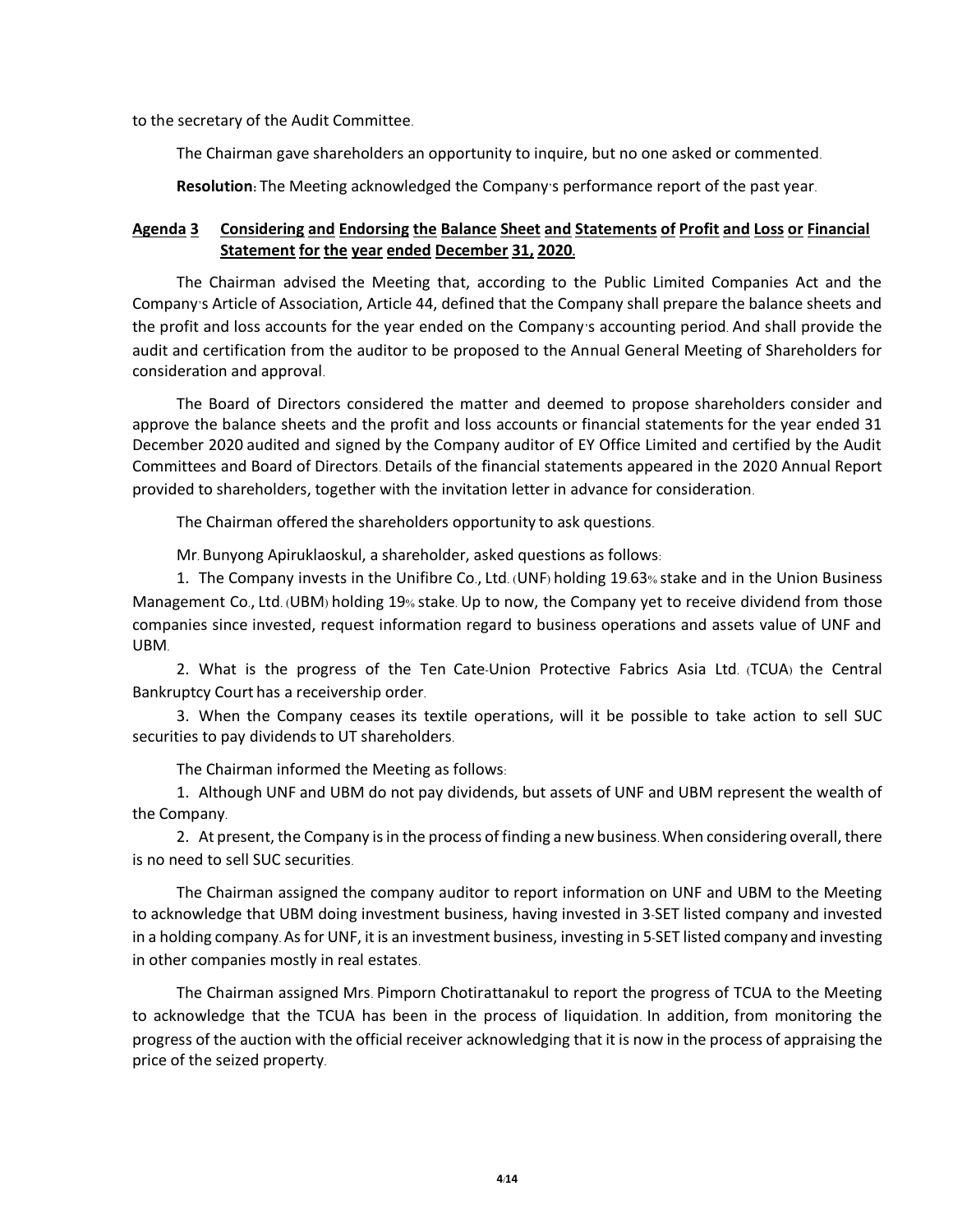to the secretary of the Audit Committee.

The Chairman gave shareholders an opportunity to inquire, but no one asked or commented.

**Resolution:** The Meeting acknowledged the Company's performance report of the past year.

## **Agenda 3 Considering and Endorsing the Balance Sheet and Statements of Profit and Loss or Financial Statement for the year ended December 31, 2020.**

The Chairman advised the Meeting that, according to the Public Limited Companies Act and the Company's Article of Association, Article 44, defined that the Company shall prepare the balance sheets and the profit and loss accounts for the year ended on the Company's accounting period. And shall provide the audit and certification from the auditor to be proposed to the Annual General Meeting of Shareholders for consideration and approval.

The Board of Directors considered the matter and deemed to propose shareholders consider and approve the balance sheets and the profit and loss accounts or financial statements for the year ended 31 December 2020 audited and signed by the Company auditor of EY Office Limited and certified by the Audit Committees and Board of Directors. Details of the financial statements appeared in the 2020 Annual Report provided to shareholders, together with the invitation letter in advance for consideration.

The Chairman offered the shareholders opportunity to ask questions.

Mr. Bunyong Apiruklaoskul, a shareholder, asked questions as follows:

1. The Company invests in the Unifibre Co., Ltd. (UNF) holding 19.63% stake and in the Union Business Management Co., Ltd. (UBM) holding 19% stake. Up to now, the Company yet to receive dividend from those companies since invested, request information regard to business operations and assets value of UNF and UBM.

2. What is the progress of the Ten Cate-Union Protective Fabrics Asia Ltd. (TCUA) the Central Bankruptcy Court has a receivership order.

3. When the Company ceases its textile operations, will it be possible to take action to sell SUC securities to pay dividends to UT shareholders.

The Chairman informed the Meeting as follows:

1. Although UNF and UBM do not pay dividends, but assets of UNF and UBM represent the wealth of the Company.

2. At present, the Company is in the process of finding a new business. When considering overall, there is no need to sell SUC securities.

The Chairman assigned the company auditor to report information on UNF and UBM to the Meeting to acknowledge that UBM doing investment business, having invested in 3-SET listed company and invested in a holding company. As for UNF, it is an investment business, investing in 5-SET listed company and investing in other companies mostly in real estates.

The Chairman assigned Mrs. Pimporn Chotirattanakul to report the progress of TCUA to the Meeting to acknowledge that the TCUA has been in the process of liquidation. In addition, from monitoring the progress of the auction with the official receiver acknowledging that it is now in the process of appraising the price of the seized property.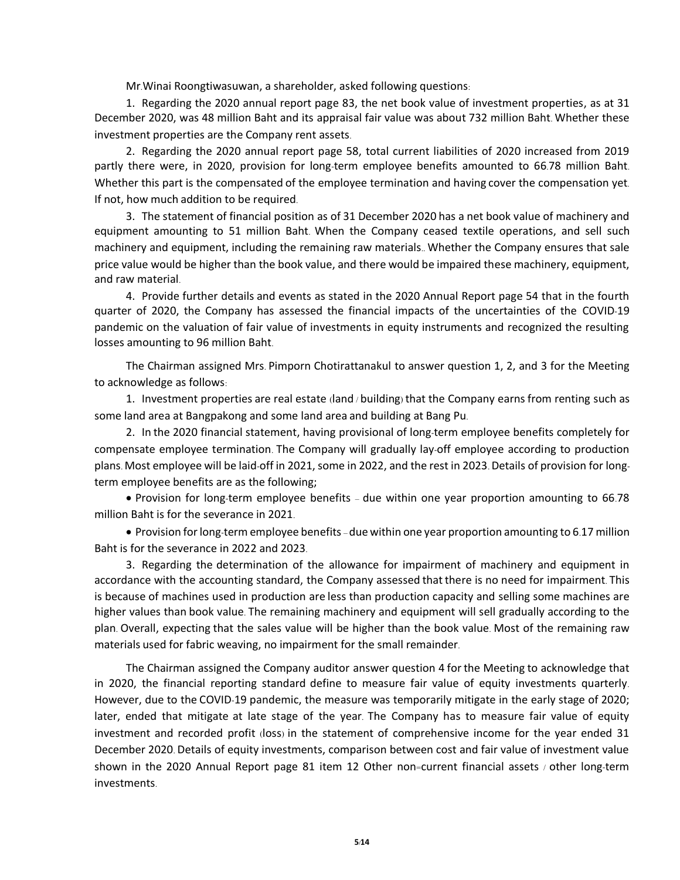Mr.Winai Roongtiwasuwan, a shareholder, asked following questions:

1. Regarding the 2020 annual report page 83, the net book value of investment properties, as at 31 December 2020, was 48 million Baht and its appraisal fair value was about 732 million Baht. Whether these investment properties are the Company rent assets.

2. Regarding the 2020 annual report page 58, total current liabilities of 2020 increased from 2019 partly there were, in 2020, provision for long-term employee benefits amounted to 66.78 million Baht. Whether this part is the compensated of the employee termination and having cover the compensation yet. If not, how much addition to be required.

3. The statement of financial position as of 31 December 2020 has a net book value of machinery and equipment amounting to 51 million Baht. When the Company ceased textile operations, and sell such machinery and equipment, including the remaining raw materials.. Whether the Company ensures that sale price value would be higher than the book value, and there would be impaired these machinery, equipment, and raw material.

4. Provide further details and events as stated in the 2020 Annual Report page 54 that in the fourth quarter of 2020, the Company has assessed the financial impacts of the uncertainties of the COVID-19 pandemic on the valuation of fair value of investments in equity instruments and recognized the resulting losses amounting to 96 million Baht.

The Chairman assigned Mrs. Pimporn Chotirattanakul to answer question 1, 2, and 3 for the Meeting to acknowledge as follows:

1. Investment properties are real estate (land / building) that the Company earns from renting such as some land area at Bangpakong and some land area and building at Bang Pu.

2. In the 2020 financial statement, having provisional of long-term employee benefits completely for compensate employee termination. The Company will gradually lay-off employee according to production plans. Most employee will be laid-off in 2021, some in 2022, and the rest in 2023. Details of provision for long-term employee benefits are as the following;

- Provision for long-term employee benefits – due within one year proportion amounting to 66.78 million Baht is for the severance in 2021.
- Provision for long-term employee benefits – due within one year proportion amounting to 6.17 million Baht is for the severance in 2022 and 2023.

3. Regarding the determination of the allowance for impairment of machinery and equipment in accordance with the accounting standard, the Company assessed that there is no need for impairment. This is because of machines used in production are less than production capacity and selling some machines are higher values than book value. The remaining machinery and equipment will sell gradually according to the plan. Overall, expecting that the sales value will be higher than the book value. Most of the remaining raw materials used for fabric weaving, no impairment for the small remainder.

The Chairman assigned the Company auditor answer question 4 for the Meeting to acknowledge that in 2020, the financial reporting standard define to measure fair value of equity investments quarterly. However, due to the COVID-19 pandemic, the measure was temporarily mitigate in the early stage of 2020; later, ended that mitigate at late stage of the year. The Company has to measure fair value of equity investment and recorded profit (loss) in the statement of comprehensive income for the year ended 31 December 2020. Details of equity investments, comparison between cost and fair value of investment value shown in the 2020 Annual Report page 81 item 12 Other non-current financial assets / other long-term investments.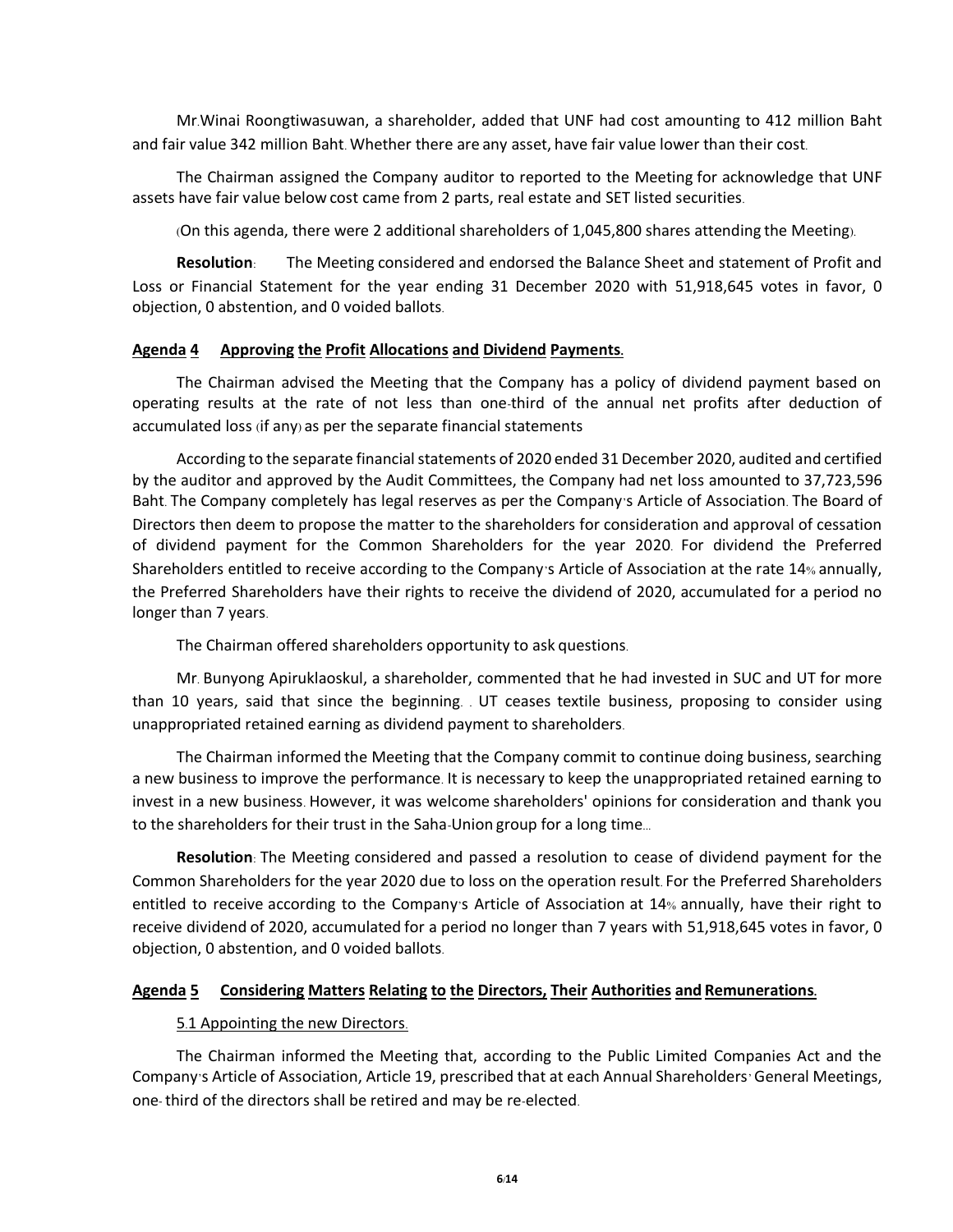Mr.Winai Roongtiwasuwan, a shareholder, added that UNF had cost amounting to 412 million Baht and fair value 342 million Baht. Whether there are any asset, have fair value lower than their cost.

The Chairman assigned the Company auditor to reported to the Meeting for acknowledge that UNF assets have fair value below cost came from 2 parts, real estate and SET listed securities.

(On this agenda, there were 2 additional shareholders of 1,045,800 shares attending the Meeting).

**Resolution**: The Meeting considered and endorsed the Balance Sheet and statement of Profit and Loss or Financial Statement for the year ending 31 December 2020 with 51,918,645 votes in favor, 0 objection, 0 abstention, and 0 voided ballots.

## <u>Agenda 4 Approving the Profit Allocations and Dividend Payments.</u>

The Chairman advised the Meeting that the Company has a policy of dividend payment based on operating results at the rate of not less than one-third of the annual net profits after deduction of accumulated loss (if any) as per the separate financial statements

According to the separate financial statements of 2020 ended 31 December 2020, audited and certified by the auditor and approved by the Audit Committees, the Company had net loss amounted to 37,723,596 Baht. The Company completely has legal reserves as per the Company's Article of Association. The Board of Directors then deem to propose the matter to the shareholders for consideration and approval of cessation of dividend payment for the Common Shareholders for the year 2020. For dividend the Preferred Shareholders entitled to receive according to the Company's Article of Association at the rate 14% annually, the Preferred Shareholders have their rights to receive the dividend of 2020, accumulated for a period no longer than 7 years.

The Chairman offered shareholders opportunity to ask questions.

Mr. Bunyong Apiruklaoskul, a shareholder, commented that he had invested in SUC and UT for more than 10 years, said that since the beginning. . UT ceases textile business, proposing to consider using unappropriated retained earning as dividend payment to shareholders.

The Chairman informed the Meeting that the Company commit to continue doing business, searching a new business to improve the performance. It is necessary to keep the unappropriated retained earning to invest in a new business. However, it was welcome shareholders' opinions for consideration and thank you to the shareholders for their trust in the Saha-Union group for a long time...

**Resolution**: The Meeting considered and passed a resolution to cease of dividend payment for the Common Shareholders for the year 2020 due to loss on the operation result. For the Preferred Shareholders entitled to receive according to the Company's Article of Association at 14% annually, have their right to receive dividend of 2020, accumulated for a period no longer than 7 years with 51,918,645 votes in favor, 0 objection, 0 abstention, and 0 voided ballots.

## <u>Agenda 5 Considering Matters Relating to the Directors, Their Authorities and Remunerations.</u>

<u>5.1 Appointing the new Directors.</u>

The Chairman informed the Meeting that, according to the Public Limited Companies Act and the Company's Article of Association, Article 19, prescribed that at each Annual Shareholders' General Meetings, one- third of the directors shall be retired and may be re-elected.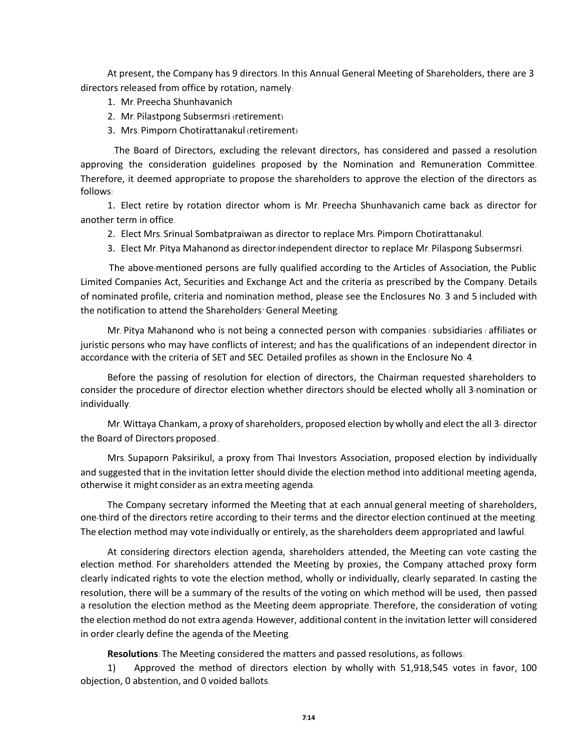At present, the Company has 9 directors. In this Annual General Meeting of Shareholders, there are 3 directors released from office by rotation, namely:

1. Mr. Preecha Shunhavanich
2. Mr. Pilastpong Subsermsri (retirement)
3. Mrs. Pimporn Chotirattanakul (retirement)

.The Board of Directors, excluding the relevant directors, has considered and passed a resolution approving the consideration guidelines proposed by the Nomination and Remuneration Committee. Therefore, it deemed appropriate to propose the shareholders to approve the election of the directors as follows:

1. Elect retire by rotation director whom is Mr. Preecha Shunhavanich came back as director for another term in office.
2. Elect Mrs. Srinual Sombatpraiwan as director to replace Mrs. Pimporn Chotirattanakul.
3. Elect Mr. Pitya Mahanond as director/independent director to replace Mr. Pilaspong Subsermsri.

The above-mentioned persons are fully qualified according to the Articles of Association, the Public Limited Companies Act, Securities and Exchange Act and the criteria as prescribed by the Company. Details of nominated profile, criteria and nomination method, please see the Enclosures No. 3 and 5 included with the notification to attend the Shareholders' General Meeting.

Mr. Pitya Mahanond who is not being a connected person with companies / subsidiaries / affiliates or juristic persons who may have conflicts of interest; and has the qualifications of an independent director in accordance with the criteria of SET and SEC. Detailed profiles as shown in the Enclosure No. 4.

Before the passing of resolution for election of directors, the Chairman requested shareholders to consider the procedure of director election whether directors should be elected wholly all 3-nomination or individually.

Mr. Wittaya Chankam, a proxy of shareholders, proposed election by wholly and elect the all 3- director the Board of Directors proposed..

Mrs. Supaporn Paksirikul, a proxy from Thai Investors Association, proposed election by individually and suggested that in the invitation letter should divide the election method into additional meeting agenda, otherwise it might consider as an extra meeting agenda.

The Company secretary informed the Meeting that at each annual general meeting of shareholders, one-third of the directors retire according to their terms and the director election continued at the meeting. The election method may vote individually or entirely, as the shareholders deem appropriated and lawful.

At considering directors election agenda, shareholders attended, the Meeting can vote casting the election method. For shareholders attended the Meeting by proxies, the Company attached proxy form clearly indicated rights to vote the election method, wholly or individually, clearly separated. In casting the resolution, there will be a summary of the results of the voting on which method will be used, then passed a resolution the election method as the Meeting deem appropriate. Therefore, the consideration of voting the election method do not extra agenda. However, additional content in the invitation letter will considered in order clearly define the agenda of the Meeting.

**Resolutions**: The Meeting considered the matters and passed resolutions, as follows:

1) Approved the method of directors election by wholly with 51,918,545 votes in favor, 100 objection, 0 abstention, and 0 voided ballots.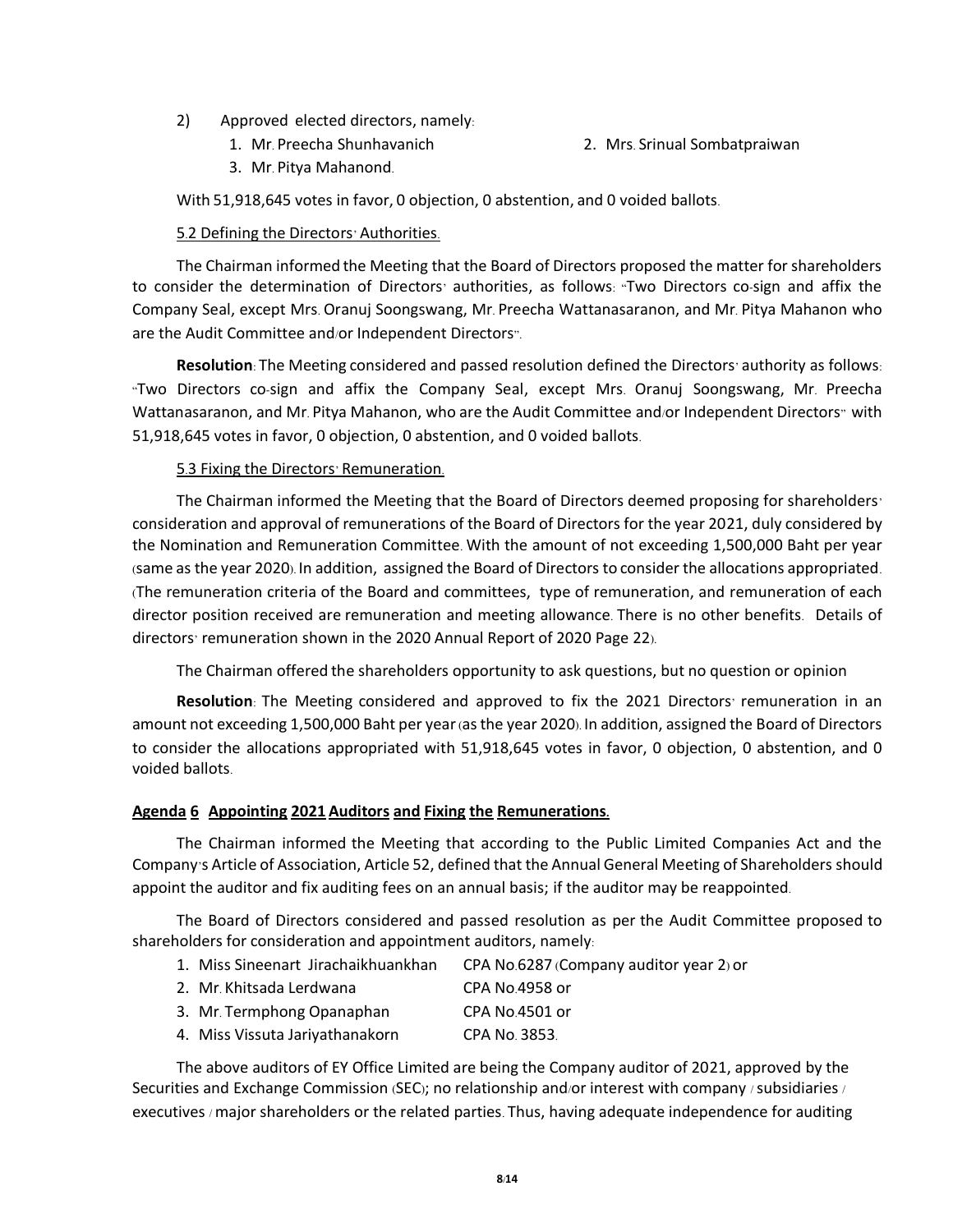2) Approved elected directors, namely:

1. Mr. Preecha Shunhavanich
2. Mrs. Srinual Sombatpraiwan
3. Mr. Pitya Mahanond.

With 51,918,645 votes in favor, 0 objection, 0 abstention, and 0 voided ballots.

5.2 Defining the Directors' Authorities.

The Chairman informed the Meeting that the Board of Directors proposed the matter for shareholders to consider the determination of Directors' authorities, as follows: "Two Directors co-sign and affix the Company Seal, except Mrs. Oranuj Soongswang, Mr. Preecha Wattanasaranon, and Mr. Pitya Mahanon who are the Audit Committee and/or Independent Directors".

**Resolution**: The Meeting considered and passed resolution defined the Directors' authority as follows: "Two Directors co-sign and affix the Company Seal, except Mrs. Oranuj Soongswang, Mr. Preecha Wattanasaranon, and Mr. Pitya Mahanon, who are the Audit Committee and/or Independent Directors" with 51,918,645 votes in favor, 0 objection, 0 abstention, and 0 voided ballots.

5.3 Fixing the Directors' Remuneration.

The Chairman informed the Meeting that the Board of Directors deemed proposing for shareholders' consideration and approval of remunerations of the Board of Directors for the year 2021, duly considered by the Nomination and Remuneration Committee. With the amount of not exceeding 1,500,000 Baht per year (same as the year 2020). In addition, assigned the Board of Directors to consider the allocations appropriated. (The remuneration criteria of the Board and committees, type of remuneration, and remuneration of each director position received are remuneration and meeting allowance. There is no other benefits. Details of directors' remuneration shown in the 2020 Annual Report of 2020 Page 22).

The Chairman offered the shareholders opportunity to ask questions, but no question or opinion

**Resolution**: The Meeting considered and approved to fix the 2021 Directors' remuneration in an amount not exceeding 1,500,000 Baht per year (as the year 2020). In addition, assigned the Board of Directors to consider the allocations appropriated with 51,918,645 votes in favor, 0 objection, 0 abstention, and 0 voided ballots.

**Agenda 6 Appointing 2021 Auditors and Fixing the Remunerations.**

The Chairman informed the Meeting that according to the Public Limited Companies Act and the Company's Article of Association, Article 52, defined that the Annual General Meeting of Shareholders should appoint the auditor and fix auditing fees on an annual basis; if the auditor may be reappointed.

The Board of Directors considered and passed resolution as per the Audit Committee proposed to shareholders for consideration and appointment auditors, namely:

1. Miss Sineenart Jirachaikhuankhan CPA No.6287 (Company auditor year 2) or
2. Mr. Khitsada Lerdwana CPA No.4958 or
3. Mr. Termphong Opanaphan CPA No.4501 or
4. Miss Vissuta Jariyathanakorn CPA No. 3853.

The above auditors of EY Office Limited are being the Company auditor of 2021, approved by the Securities and Exchange Commission (SEC); no relationship and/or interest with company / subsidiaries / executives / major shareholders or the related parties. Thus, having adequate independence for auditing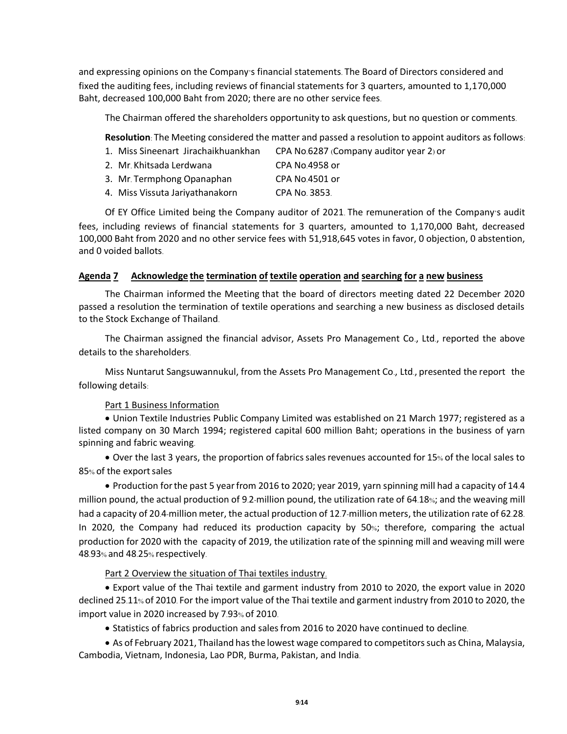and expressing opinions on the Company's financial statements. The Board of Directors considered and fixed the auditing fees, including reviews of financial statements for 3 quarters, amounted to 1,170,000 Baht, decreased 100,000 Baht from 2020; there are no other service fees.

The Chairman offered the shareholders opportunity to ask questions, but no question or comments.

**Resolution**: The Meeting considered the matter and passed a resolution to appoint auditors as follows:

1. Miss Sineenart Jirachaikhuankhan CPA No.6287 (Company auditor year 2) or
2. Mr. Khitsada Lerdwana CPA No.4958 or
3. Mr. Termphong Opanaphan CPA No.4501 or
4. Miss Vissuta Jariyathanakorn CPA No. 3853.

Of EY Office Limited being the Company auditor of 2021. The remuneration of the Company's audit fees, including reviews of financial statements for 3 quarters, amounted to 1,170,000 Baht, decreased 100,000 Baht from 2020 and no other service fees with 51,918,645 votes in favor, 0 objection, 0 abstention, and 0 voided ballots.

## Agenda 7 Acknowledge the termination of textile operation and searching for a new business

The Chairman informed the Meeting that the board of directors meeting dated 22 December 2020 passed a resolution the termination of textile operations and searching a new business as disclosed details to the Stock Exchange of Thailand.

The Chairman assigned the financial advisor, Assets Pro Management Co., Ltd., reported the above details to the shareholders.

Miss Nuntarut Sangsuwannukul, from the Assets Pro Management Co., Ltd., presented the report the following details:

Part 1 Business Information

- Union Textile Industries Public Company Limited was established on 21 March 1977; registered as a listed company on 30 March 1994; registered capital 600 million Baht; operations in the business of yarn spinning and fabric weaving.
- Over the last 3 years, the proportion of fabrics sales revenues accounted for 15% of the local sales to 85% of the export sales
- Production for the past 5 year from 2016 to 2020; year 2019, yarn spinning mill had a capacity of 14.4 million pound, the actual production of 9.2-million pound, the utilization rate of 64.18%; and the weaving mill had a capacity of 20.4-million meter, the actual production of 12.7-million meters, the utilization rate of 62.28. In 2020, the Company had reduced its production capacity by 50%; therefore, comparing the actual production for 2020 with the capacity of 2019, the utilization rate of the spinning mill and weaving mill were 48.93% and 48.25% respectively.

Part 2 Overview the situation of Thai textiles industry.

- Export value of the Thai textile and garment industry from 2010 to 2020, the export value in 2020 declined 25.11% of 2010. For the import value of the Thai textile and garment industry from 2010 to 2020, the import value in 2020 increased by 7.93% of 2010.
- Statistics of fabrics production and sales from 2016 to 2020 have continued to decline.
- As of February 2021, Thailand has the lowest wage compared to competitors such as China, Malaysia, Cambodia, Vietnam, Indonesia, Lao PDR, Burma, Pakistan, and India.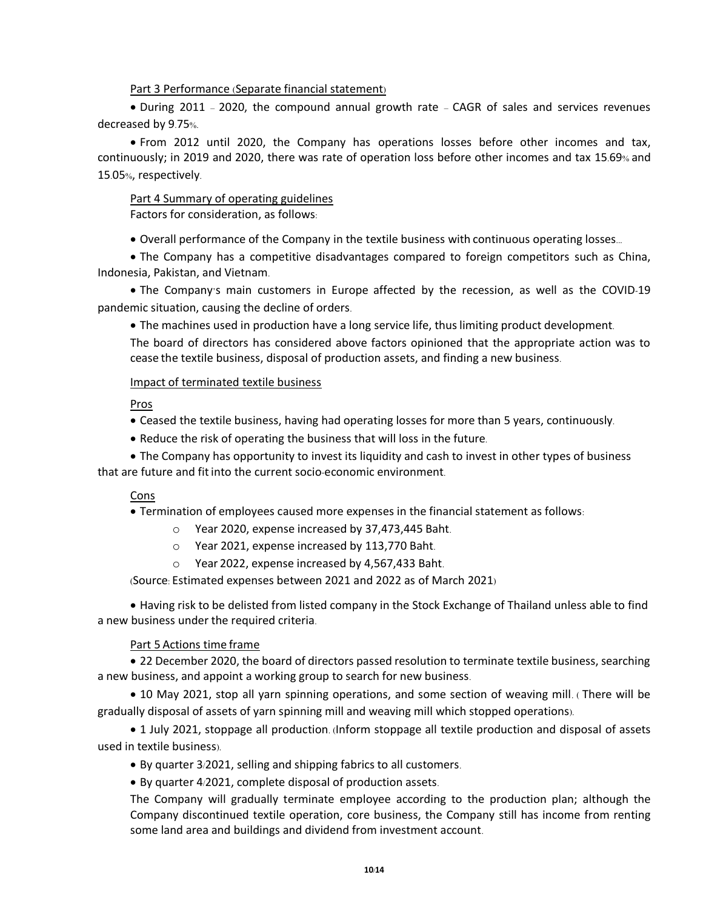Part 3 Performance (Separate financial statement)

- During 2011 – 2020, the compound annual growth rate – CAGR of sales and services revenues decreased by 9.75%.
- From 2012 until 2020, the Company has operations losses before other incomes and tax, continuously; in 2019 and 2020, there was rate of operation loss before other incomes and tax 15.69% and 15.05%, respectively.

Part 4 Summary of operating guidelines

Factors for consideration, as follows:

- Overall performance of the Company in the textile business with continuous operating losses...
- The Company has a competitive disadvantages compared to foreign competitors such as China, Indonesia, Pakistan, and Vietnam.
- The Company's main customers in Europe affected by the recession, as well as the COVID-19 pandemic situation, causing the decline of orders.
- The machines used in production have a long service life, thus limiting product development.

The board of directors has considered above factors opinioned that the appropriate action was to cease the textile business, disposal of production assets, and finding a new business.

Impact of terminated textile business

Pros

- Ceased the textile business, having had operating losses for more than 5 years, continuously.
- Reduce the risk of operating the business that will loss in the future.
- The Company has opportunity to invest its liquidity and cash to invest in other types of business that are future and fit into the current socio-economic environment.

Cons

- Termination of employees caused more expenses in the financial statement as follows:
  - Year 2020, expense increased by 37,473,445 Baht.
  - Year 2021, expense increased by 113,770 Baht.
  - Year 2022, expense increased by 4,567,433 Baht.

(Source: Estimated expenses between 2021 and 2022 as of March 2021)

- Having risk to be delisted from listed company in the Stock Exchange of Thailand unless able to find a new business under the required criteria.

Part 5 Actions time frame

- 22 December 2020, the board of directors passed resolution to terminate textile business, searching a new business, and appoint a working group to search for new business.
- 10 May 2021, stop all yarn spinning operations, and some section of weaving mill. (There will be gradually disposal of assets of yarn spinning mill and weaving mill which stopped operations).
- 1 July 2021, stoppage all production. (Inform stoppage all textile production and disposal of assets used in textile business).
- By quarter 3/2021, selling and shipping fabrics to all customers.
- By quarter 4/2021, complete disposal of production assets.

The Company will gradually terminate employee according to the production plan; although the Company discontinued textile operation, core business, the Company still has income from renting some land area and buildings and dividend from investment account.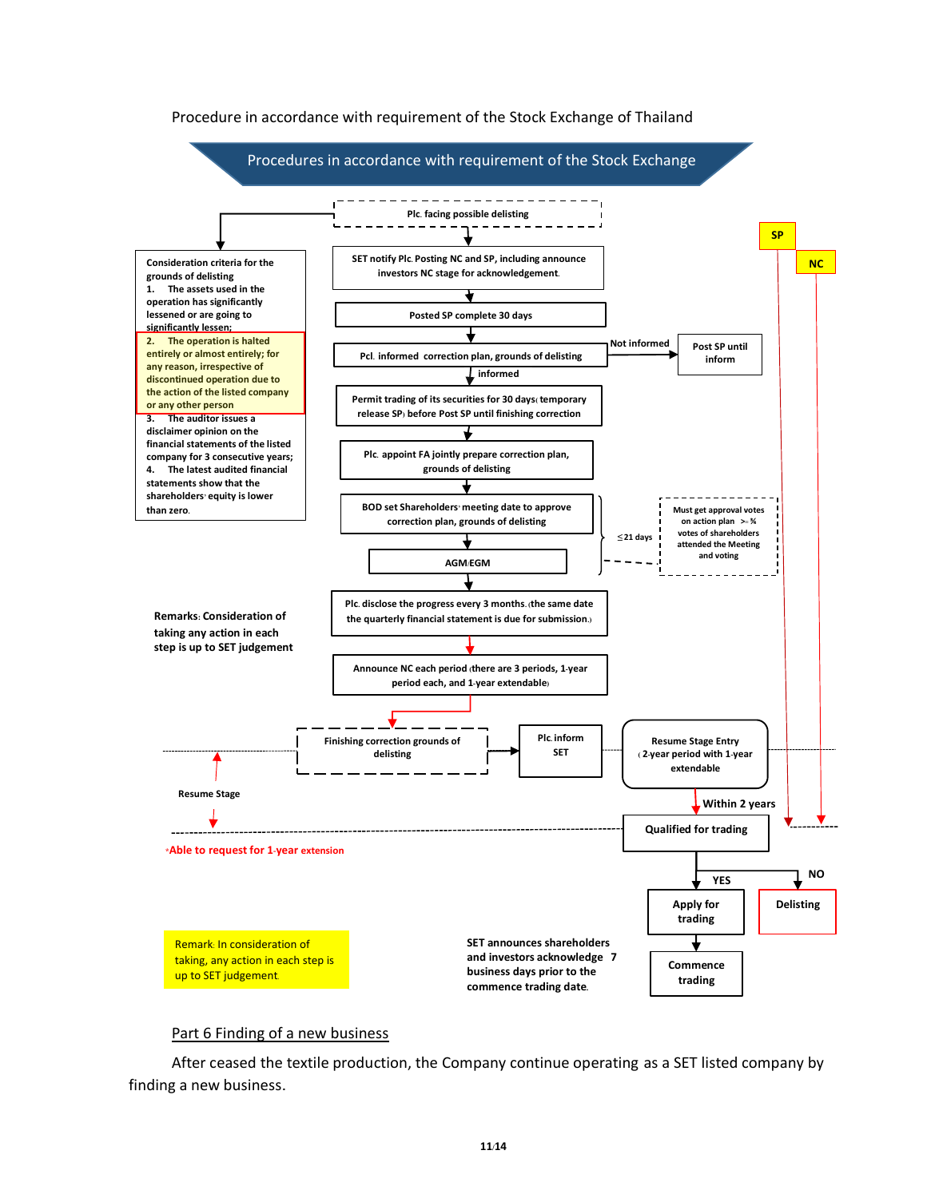Procedure in accordance with requirement of the Stock Exchange of Thailand

## Procedures in accordance with requirement of the Stock Exchange

Plc. facing possible delisting

SET notify Plc. Posting NC and SP, including announce investors NC stage for acknowledgement.

Posted SP complete 30 days

Pcl. informed correction plan, grounds of delisting

Not informed → Post SP until inform

informed

Permit trading of its securities for 30 days (temporary release SP) before Post SP until finishing correction

Plc. appoint FA jointly prepare correction plan, grounds of delisting

BOD set Shareholders' meeting date to approve correction plan, grounds of delisting

≤21 days

Must get approval votes on action plan >= ¾ votes of shareholders attended the Meeting and voting

AGM/EGM

Plc. disclose the progress every 3 months (the same date the quarterly financial statement is due for submission.)

Announce NC each period (there are 3 periods, 1-year period each, and 1-year extendable)

Finishing correction grounds of delisting

Plc. inform SET

Resume Stage Entry (2-year period with 1-year extendable

Within 2 years

Qualified for trading

YES → Apply for trading → Commence trading

NO → Delisting

SP

NC

Consideration criteria for the grounds of delisting

1. The assets used in the operation has significantly lessened or are going to significantly lessen;
2. The operation is halted entirely or almost entirely; for any reason, irrespective of discontinued operation due to the action of the listed company or any other person
3. The auditor issues a disclaimer opinion on the financial statements of the listed company for 3 consecutive years;
4. The latest audited financial statements show that the shareholders' equity is lower than zero.

Remarks: Consideration of taking any action in each step is up to SET judgement

Resume Stage

*Able to request for 1-year extension

Remark: In consideration of taking, any action in each step is up to SET judgement.

SET announces shareholders and investors acknowledge 7 business days prior to the commence trading date.

## Part 6 Finding of a new business

After ceased the textile production, the Company continue operating as a SET listed company by finding a new business.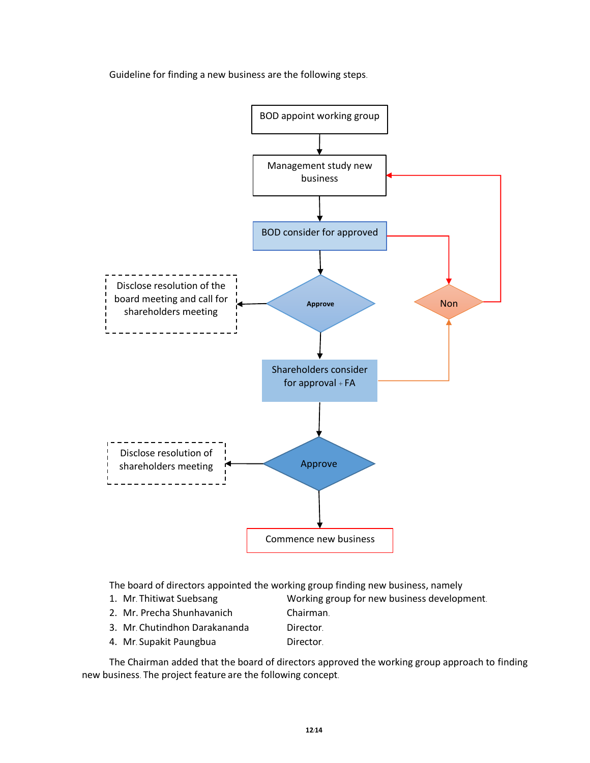Guideline for finding a new business are the following steps.

BOD appoint working group

Management study new business

BOD consider for approved

Disclose resolution of the board meeting and call for shareholders meeting

Approve

Non

Shareholders consider for approval + FA

Disclose resolution of shareholders meeting

Approve

Commence new business

The board of directors appointed the working group finding new business, namely

| | |
|---|---|
| 1. Mr. Thitiwat Suebsang | Working group for new business development. |
| 2. Mr. Precha Shunhavanich | Chairman. |
| 3. Mr. Chutindhon Darakananda | Director. |
| 4. Mr. Supakit Paungbua | Director. |

The Chairman added that the board of directors approved the working group approach to finding new business. The project feature are the following concept.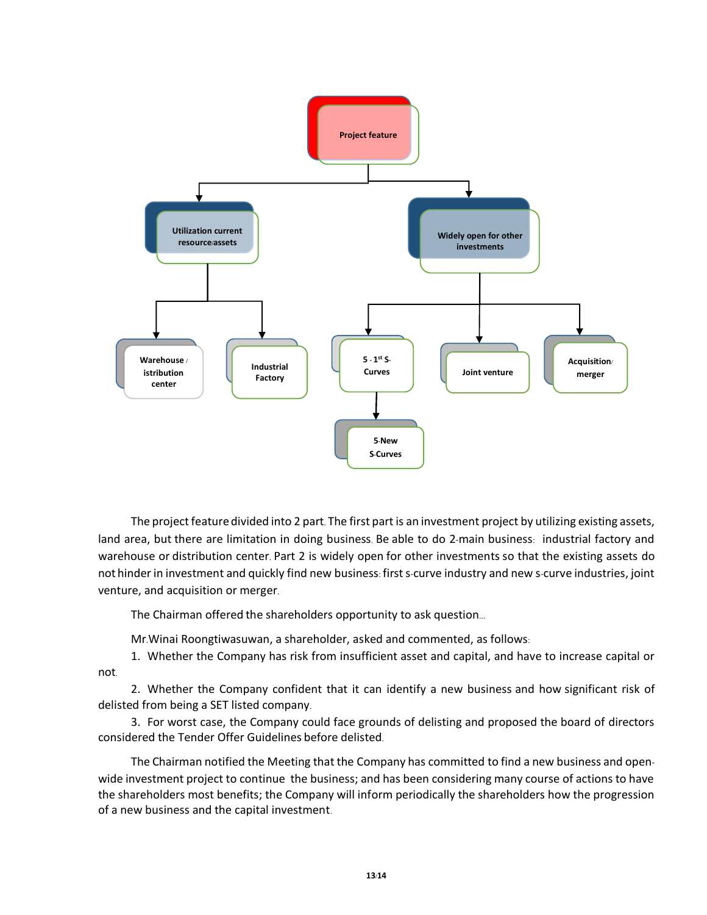- Project feature
  - Utilization current resource/assets
    - Warehouse / istribution center
    - Industrial Factory
  - Widely open for other investments
    - 5 - 1st S-Curves
      - 5-New S-Curves
    - Joint venture
    - Acquisition/ merger

The project feature divided into 2 part. The first part is an investment project by utilizing existing assets, land area, but there are limitation in doing business. Be able to do 2-main business: industrial factory and warehouse or distribution center. Part 2 is widely open for other investments so that the existing assets do not hinder in investment and quickly find new business: first s-curve industry and new s-curve industries, joint venture, and acquisition or merger.

The Chairman offered the shareholders opportunity to ask question...

Mr.Winai Roongtiwasuwan, a shareholder, asked and commented, as follows:

1. Whether the Company has risk from insufficient asset and capital, and have to increase capital or not.
2. Whether the Company confident that it can identify a new business and how significant risk of delisted from being a SET listed company.
3. For worst case, the Company could face grounds of delisting and proposed the board of directors considered the Tender Offer Guidelines before delisted.

The Chairman notified the Meeting that the Company has committed to find a new business and open-wide investment project to continue the business; and has been considering many course of actions to have the shareholders most benefits; the Company will inform periodically the shareholders how the progression of a new business and the capital investment.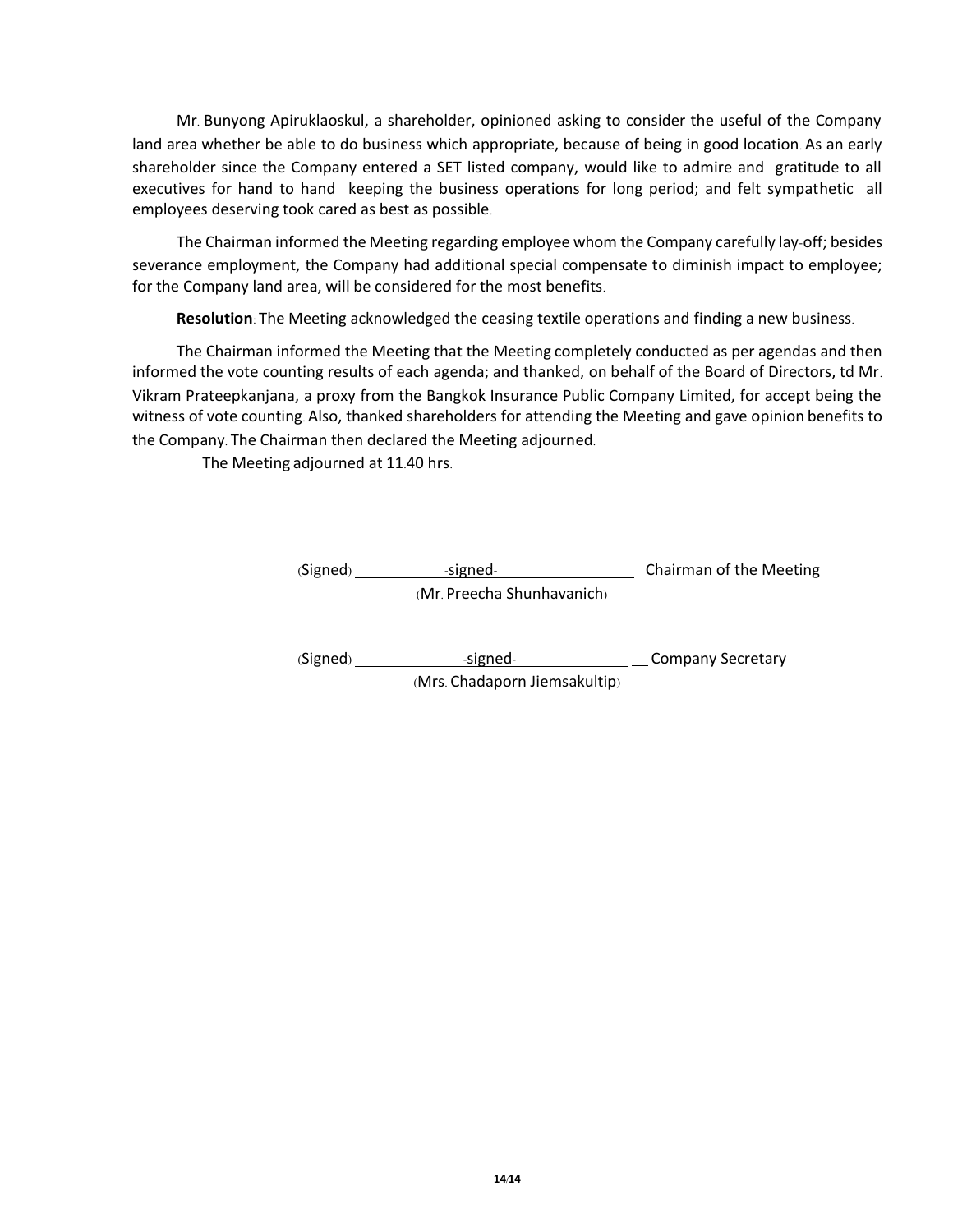Mr. Bunyong Apiruklaoskul, a shareholder, opinioned asking to consider the useful of the Company land area whether be able to do business which appropriate, because of being in good location. As an early shareholder since the Company entered a SET listed company, would like to admire and gratitude to all executives for hand to hand keeping the business operations for long period; and felt sympathetic all employees deserving took cared as best as possible.

The Chairman informed the Meeting regarding employee whom the Company carefully lay-off; besides severance employment, the Company had additional special compensate to diminish impact to employee; for the Company land area, will be considered for the most benefits.

**Resolution**: The Meeting acknowledged the ceasing textile operations and finding a new business.

The Chairman informed the Meeting that the Meeting completely conducted as per agendas and then informed the vote counting results of each agenda; and thanked, on behalf of the Board of Directors, td Mr. Vikram Prateepkanjana, a proxy from the Bangkok Insurance Public Company Limited, for accept being the witness of vote counting. Also, thanked shareholders for attending the Meeting and gave opinion benefits to the Company. The Chairman then declared the Meeting adjourned.

The Meeting adjourned at 11.40 hrs.

(Signed) -signed- Chairman of the Meeting
(Mr. Preecha Shunhavanich)

(Signed) -signed- Company Secretary
(Mrs. Chadaporn Jiemsakultip)